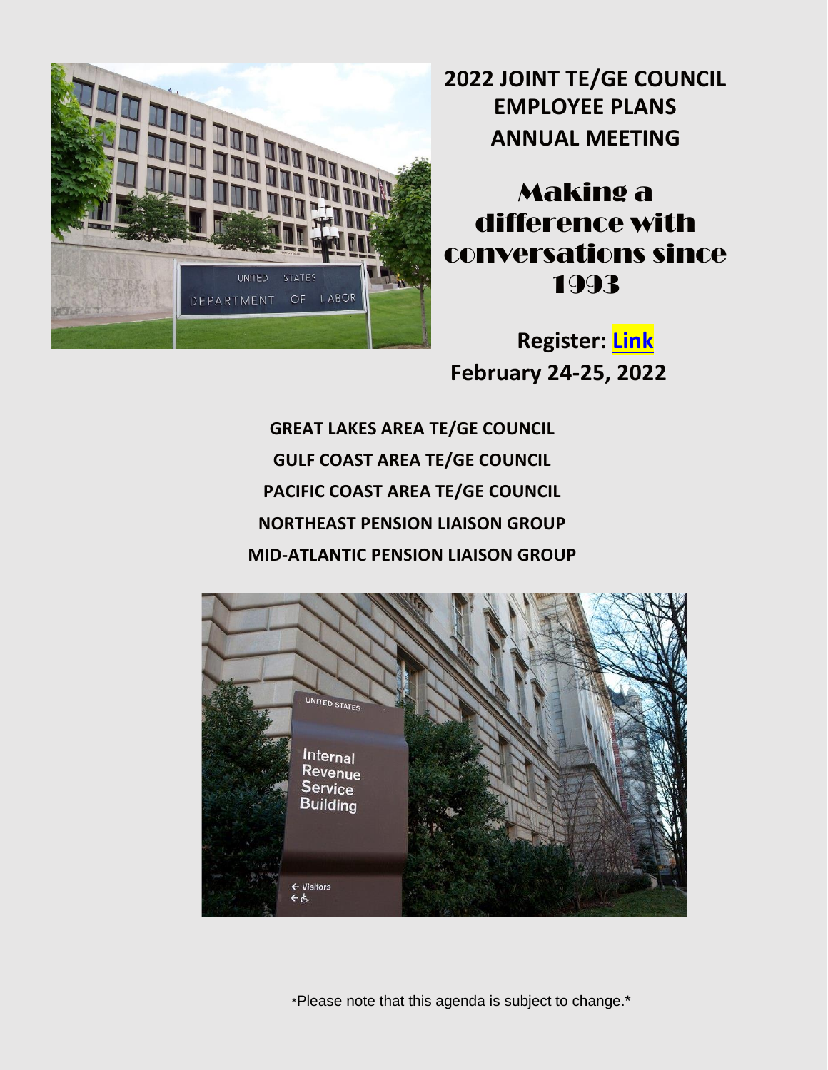# 2022 JOINT TE/GE COUNCIL EMPLOYEE PLANS ANNUAL MEETING

## Making a difference with conversations since 1993

**Register: Link**

**February 24-25, 2022**

**GREAT LAKES AREA TE/GE COUNCIL**

**GULF COAST AREA TE/GE COUNCIL**

**PACIFIC COAST AREA TE/GE COUNCIL**

**NORTHEAST PENSION LIAISON GROUP**

**MID-ATLANTIC PENSION LIAISON GROUP**

*Please note that this agenda is subject to change.*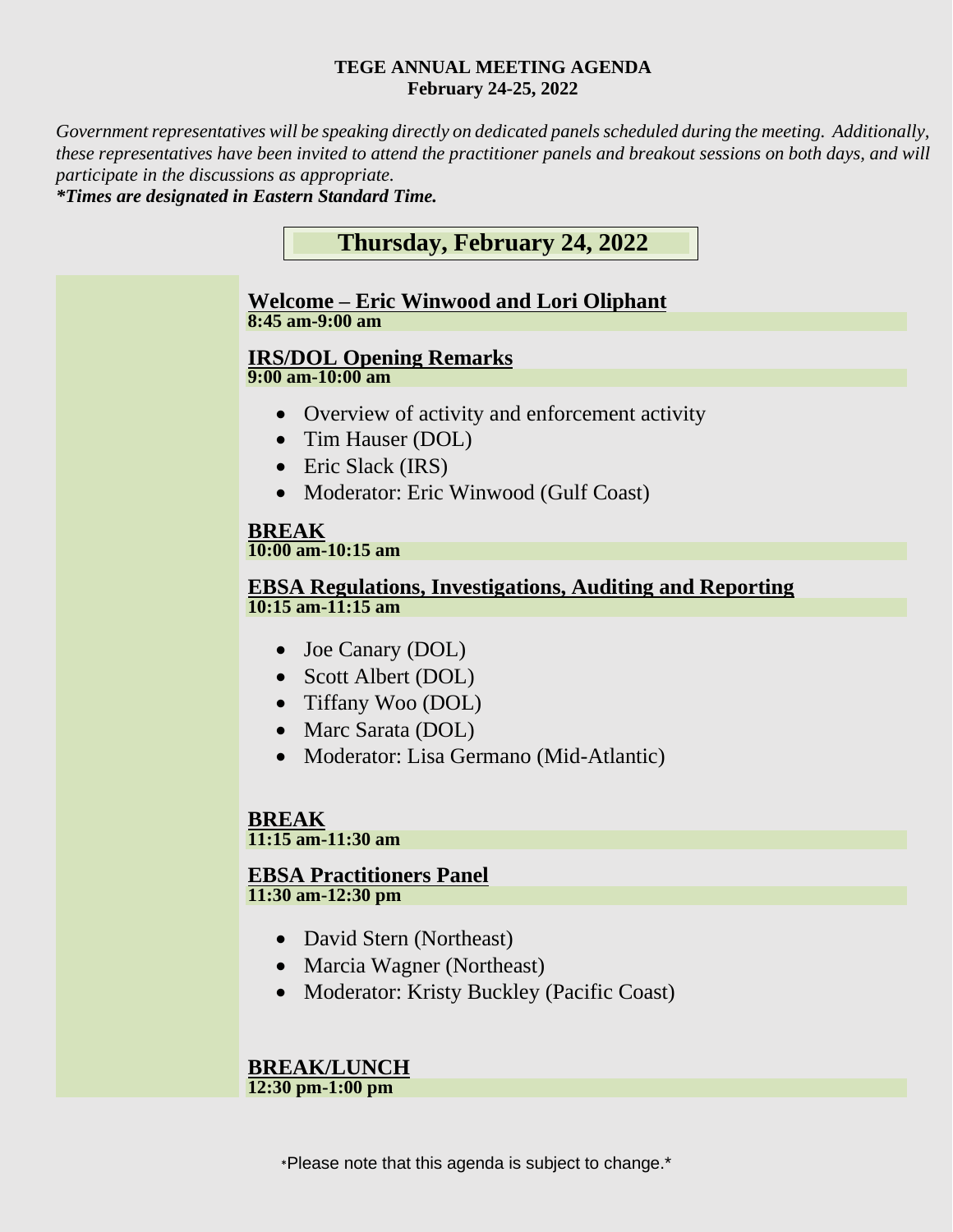**TEGE ANNUAL MEETING AGENDA**
**February 24-25, 2022**

*Government representatives will be speaking directly on dedicated panels scheduled during the meeting. Additionally, these representatives have been invited to attend the practitioner panels and breakout sessions on both days, and will participate in the discussions as appropriate.*
***Times are designated in Eastern Standard Time.***

## Thursday, February 24, 2022

### Welcome – Eric Winwood and Lori Oliphant
**8:45 am-9:00 am**

### IRS/DOL Opening Remarks
**9:00 am-10:00 am**

- Overview of activity and enforcement activity
- Tim Hauser (DOL)
- Eric Slack (IRS)
- Moderator: Eric Winwood (Gulf Coast)

### BREAK
**10:00 am-10:15 am**

### EBSA Regulations, Investigations, Auditing and Reporting
**10:15 am-11:15 am**

- Joe Canary (DOL)
- Scott Albert (DOL)
- Tiffany Woo (DOL)
- Marc Sarata (DOL)
- Moderator: Lisa Germano (Mid-Atlantic)

### BREAK
**11:15 am-11:30 am**

### EBSA Practitioners Panel
**11:30 am-12:30 pm**

- David Stern (Northeast)
- Marcia Wagner (Northeast)
- Moderator: Kristy Buckley (Pacific Coast)

### BREAK/LUNCH
**12:30 pm-1:00 pm**

*Please note that this agenda is subject to change.*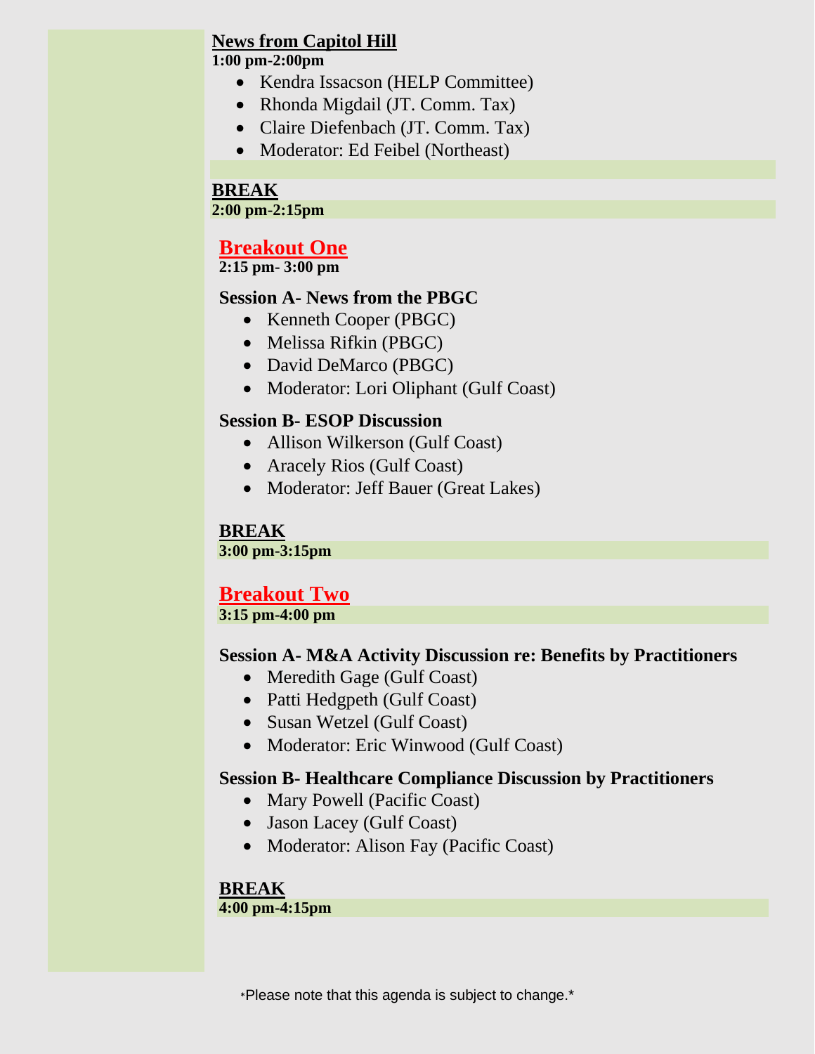**News from Capitol Hill**
**1:00 pm-2:00pm**

- Kendra Issacson (HELP Committee)
- Rhonda Migdail (JT. Comm. Tax)
- Claire Diefenbach (JT. Comm. Tax)
- Moderator: Ed Feibel (Northeast)

**BREAK**
**2:00 pm-2:15pm**

## Breakout One
**2:15 pm- 3:00 pm**

**Session A- News from the PBGC**

- Kenneth Cooper (PBGC)
- Melissa Rifkin (PBGC)
- David DeMarco (PBGC)
- Moderator: Lori Oliphant (Gulf Coast)

**Session B- ESOP Discussion**

- Allison Wilkerson (Gulf Coast)
- Aracely Rios (Gulf Coast)
- Moderator: Jeff Bauer (Great Lakes)

**BREAK**
**3:00 pm-3:15pm**

## Breakout Two
**3:15 pm-4:00 pm**

**Session A- M&A Activity Discussion re: Benefits by Practitioners**

- Meredith Gage (Gulf Coast)
- Patti Hedgpeth (Gulf Coast)
- Susan Wetzel (Gulf Coast)
- Moderator: Eric Winwood (Gulf Coast)

**Session B- Healthcare Compliance Discussion by Practitioners**

- Mary Powell (Pacific Coast)
- Jason Lacey (Gulf Coast)
- Moderator: Alison Fay (Pacific Coast)

**BREAK**
**4:00 pm-4:15pm**

*Please note that this agenda is subject to change.*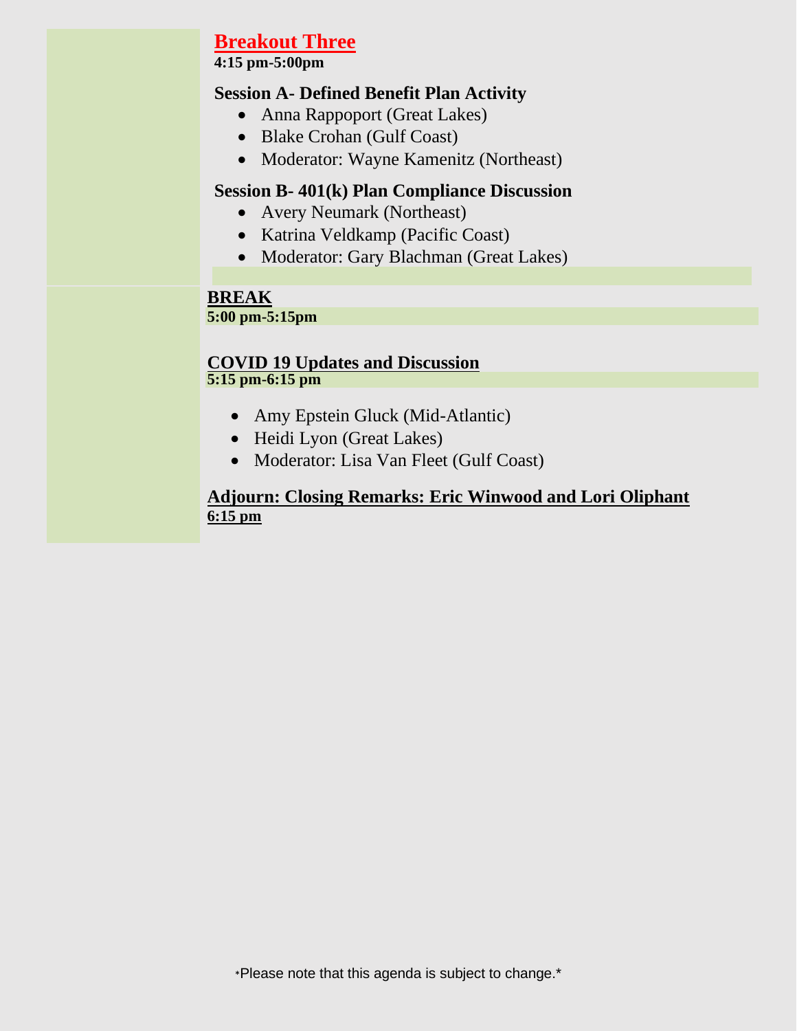## Breakout Three

**4:15 pm-5:00pm**

### Session A- Defined Benefit Plan Activity

- Anna Rappoport (Great Lakes)
- Blake Crohan (Gulf Coast)
- Moderator: Wayne Kamenitz (Northeast)

### Session B- 401(k) Plan Compliance Discussion

- Avery Neumark (Northeast)
- Katrina Veldkamp (Pacific Coast)
- Moderator: Gary Blachman (Great Lakes)

## BREAK

**5:00 pm-5:15pm**

## COVID 19 Updates and Discussion

**5:15 pm-6:15 pm**

- Amy Epstein Gluck (Mid-Atlantic)
- Heidi Lyon (Great Lakes)
- Moderator: Lisa Van Fleet (Gulf Coast)

## Adjourn: Closing Remarks: Eric Winwood and Lori Oliphant

**6:15 pm**

*Please note that this agenda is subject to change.*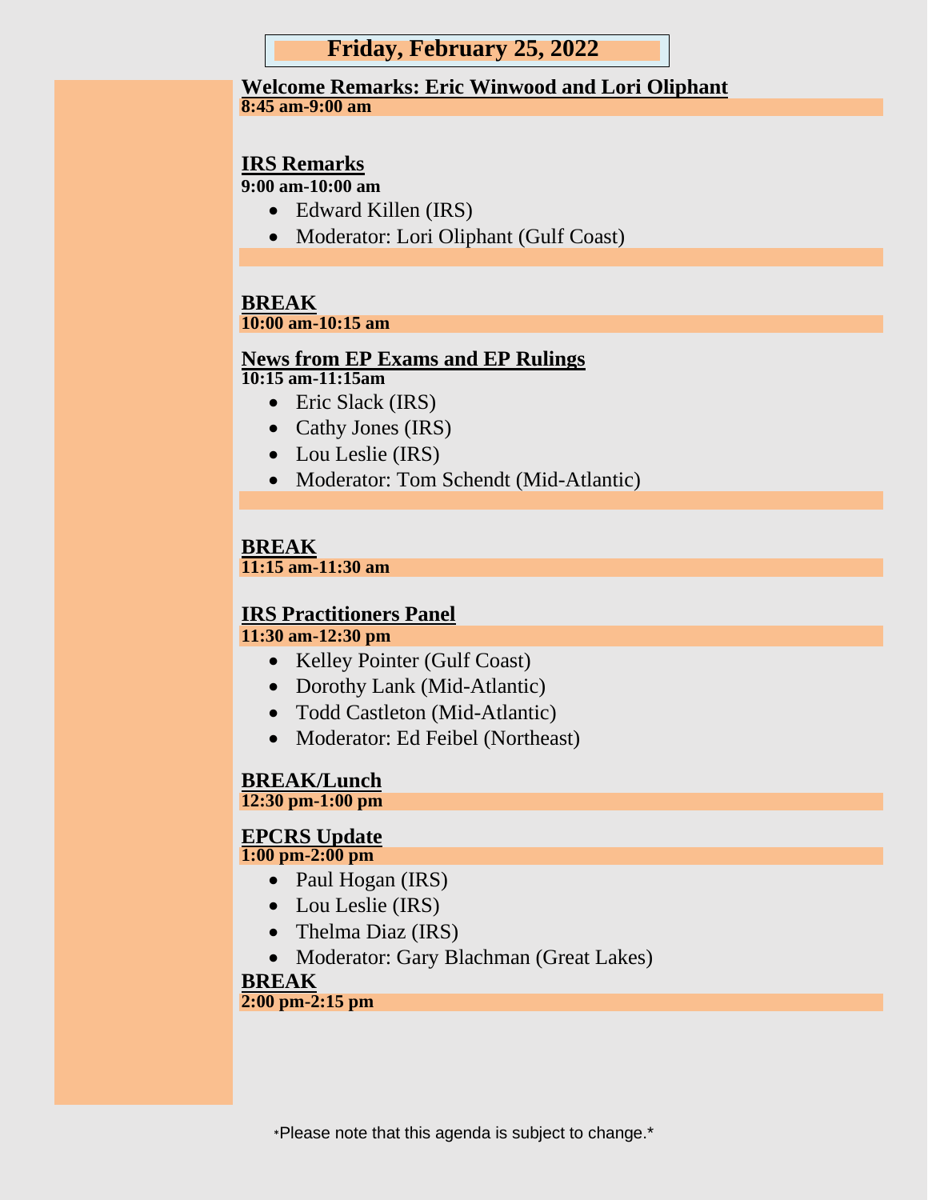# Friday, February 25, 2022

**Welcome Remarks: Eric Winwood and Lori Oliphant**

**8:45 am-9:00 am**

**IRS Remarks**

**9:00 am-10:00 am**

- Edward Killen (IRS)
- Moderator: Lori Oliphant (Gulf Coast)

**BREAK**

**10:00 am-10:15 am**

**News from EP Exams and EP Rulings**

**10:15 am-11:15am**

- Eric Slack (IRS)
- Cathy Jones (IRS)
- Lou Leslie (IRS)
- Moderator: Tom Schendt (Mid-Atlantic)

**BREAK**

**11:15 am-11:30 am**

**IRS Practitioners Panel**

**11:30 am-12:30 pm**

- Kelley Pointer (Gulf Coast)
- Dorothy Lank (Mid-Atlantic)
- Todd Castleton (Mid-Atlantic)
- Moderator: Ed Feibel (Northeast)

**BREAK/Lunch**

**12:30 pm-1:00 pm**

**EPCRS Update**

**1:00 pm-2:00 pm**

- Paul Hogan (IRS)
- Lou Leslie (IRS)
- Thelma Diaz (IRS)
- Moderator: Gary Blachman (Great Lakes)

**BREAK**

**2:00 pm-2:15 pm**

*Please note that this agenda is subject to change.*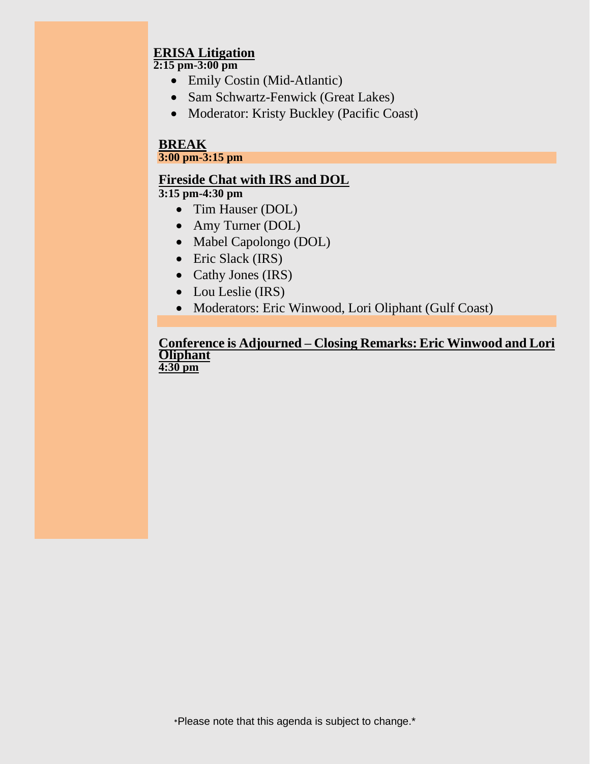**ERISA Litigation**
**2:15 pm-3:00 pm**

- Emily Costin (Mid-Atlantic)
- Sam Schwartz-Fenwick (Great Lakes)
- Moderator: Kristy Buckley (Pacific Coast)

**BREAK**
**3:00 pm-3:15 pm**

**Fireside Chat with IRS and DOL**
**3:15 pm-4:30 pm**

- Tim Hauser (DOL)
- Amy Turner (DOL)
- Mabel Capolongo (DOL)
- Eric Slack (IRS)
- Cathy Jones (IRS)
- Lou Leslie (IRS)
- Moderators: Eric Winwood, Lori Oliphant (Gulf Coast)

**Conference is Adjourned – Closing Remarks: Eric Winwood and Lori Oliphant**
**4:30 pm**

*Please note that this agenda is subject to change.*